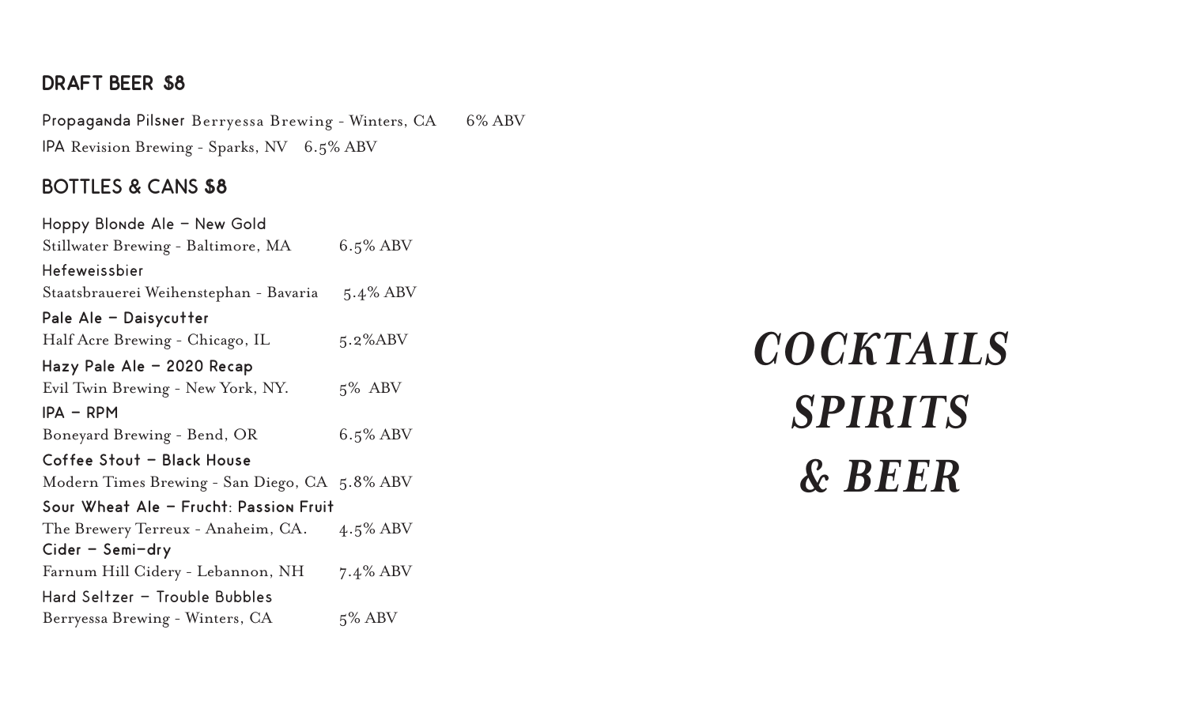## DRAFT BEER $8

**Propaganda Pilsner** Berryessa Brewing - Winters, CA 6% ABV

**IPA** Revision Brewing - Sparks, NV 6.5% ABV

## BOTTLES & CANS $8

**Hoppy Blonde Ale – New Gold**
Stillwater Brewing - Baltimore, MA 6.5% ABV

**Hefeweissbier**
Staatsbrauerei Weihenstephan - Bavaria 5.4% ABV

**Pale Ale – Daisycutter**
Half Acre Brewing - Chicago, IL 5.2%ABV

**Hazy Pale Ale – 2020 Recap**
Evil Twin Brewing - New York, NY. 5% ABV

**IPA – RPM**
Boneyard Brewing - Bend, OR 6.5% ABV

**Coffee Stout – Black House**
Modern Times Brewing - San Diego, CA 5.8% ABV

**Sour Wheat Ale – Frucht: Passion Fruit**
The Brewery Terreux - Anaheim, CA. 4.5% ABV

**Cider – Semi-dry**
Farnum Hill Cidery - Lebannon, NH 7.4% ABV

**Hard Seltzer – Trouble Bubbles**
Berryessa Brewing - Winters, CA 5% ABV

# *COCKTAILS SPIRITS & BEER*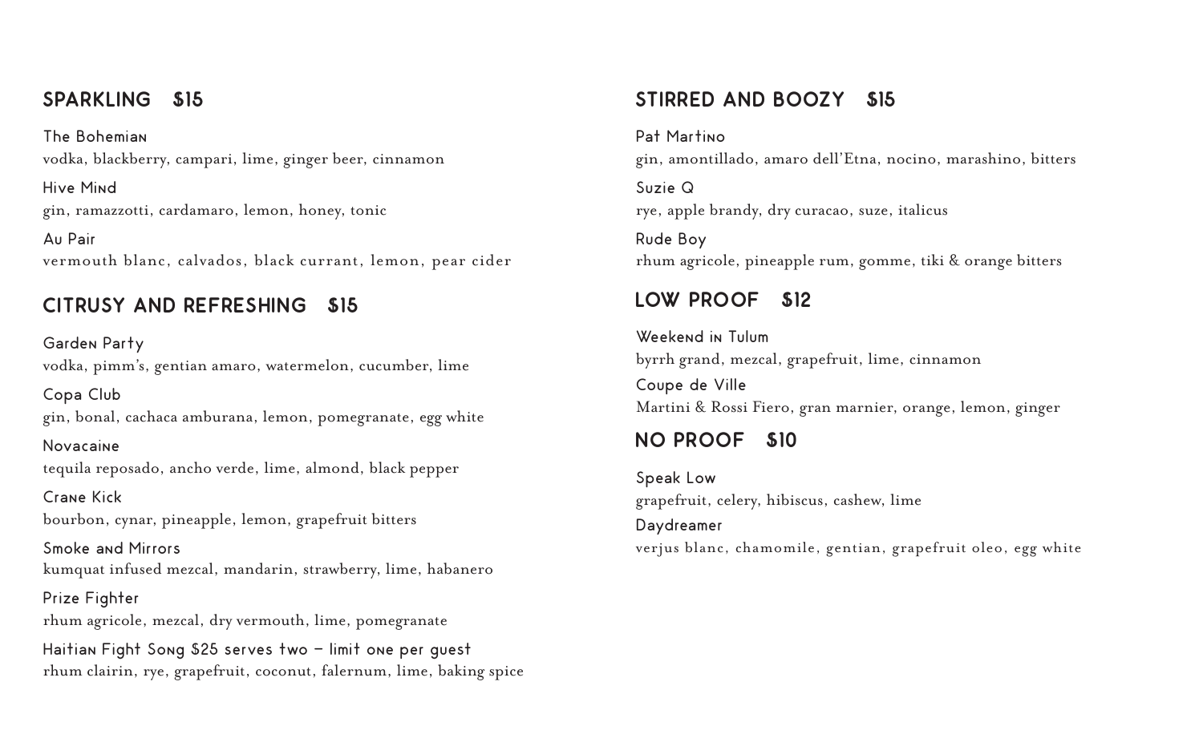## SPARKLING $15

**The Bohemian**
vodka, blackberry, campari, lime, ginger beer, cinnamon

**Hive Mind**
gin, ramazzotti, cardamaro, lemon, honey, tonic

**Au Pair**
vermouth blanc, calvados, black currant, lemon, pear cider

## CITRUSY AND REFRESHING $15

**Garden Party**
vodka, pimm's, gentian amaro, watermelon, cucumber, lime

**Copa Club**
gin, bonal, cachaca amburana, lemon, pomegranate, egg white

**Novacaine**
tequila reposado, ancho verde, lime, almond, black pepper

**Crane Kick**
bourbon, cynar, pineapple, lemon, grapefruit bitters

**Smoke and Mirrors**
kumquat infused mezcal, mandarin, strawberry, lime, habanero

**Prize Fighter**
rhum agricole, mezcal, dry vermouth, lime, pomegranate

**Haitian Fight Song $25 serves two – limit one per guest**
rhum clairin, rye, grapefruit, coconut, falernum, lime, baking spice

## STIRRED AND BOOZY $15

**Pat Martino**
gin, amontillado, amaro dell'Etna, nocino, marashino, bitters

**Suzie Q**
rye, apple brandy, dry curacao, suze, italicus

**Rude Boy**
rhum agricole, pineapple rum, gomme, tiki & orange bitters

## LOW PROOF $12

**Weekend in Tulum**
byrrh grand, mezcal, grapefruit, lime, cinnamon

**Coupe de Ville**
Martini & Rossi Fiero, gran marnier, orange, lemon, ginger

## NO PROOF $10

**Speak Low**
grapefruit, celery, hibiscus, cashew, lime

**Daydreamer**
verjus blanc, chamomile, gentian, grapefruit oleo, egg white